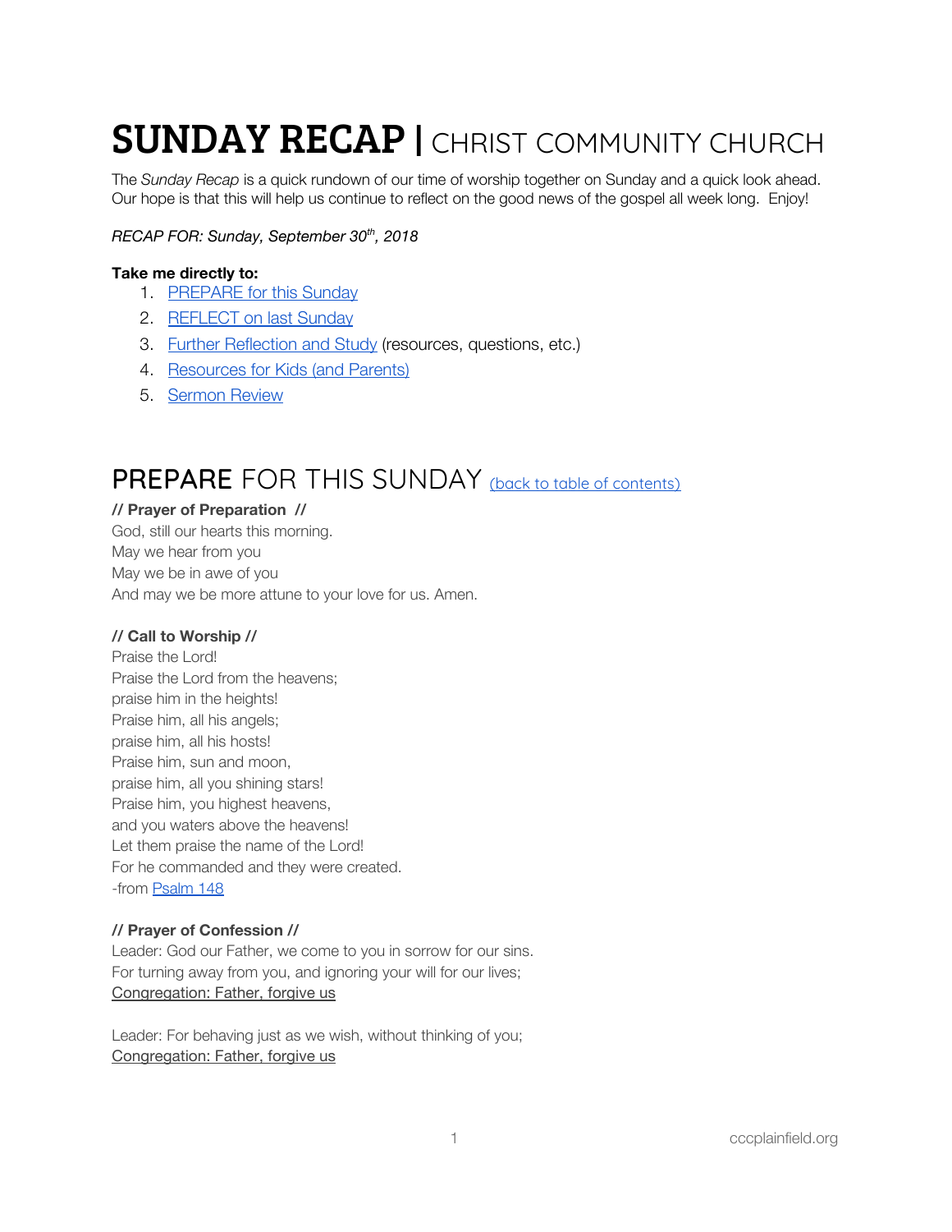# SUNDAY RECAP | CHRIST COMMUNITY CHURCH

The *Sunday Recap* is a quick rundown of our time of worship together on Sunday and a quick look ahead. Our hope is that this will help us continue to reflect on the good news of the gospel all week long. Enjoy!

*RECAP FOR: Sunday, September 30th, 2018*

**Take me directly to:**

1. PREPARE for this Sunday
2. REFLECT on last Sunday
3. Further Reflection and Study (resources, questions, etc.)
4. Resources for Kids (and Parents)
5. Sermon Review

## PREPARE FOR THIS SUNDAY (back to table of contents)

**// Prayer of Preparation //**

God, still our hearts this morning.
May we hear from you
May we be in awe of you
And may we be more attune to your love for us. Amen.

**// Call to Worship //**

Praise the Lord!
Praise the Lord from the heavens;
praise him in the heights!
Praise him, all his angels;
praise him, all his hosts!
Praise him, sun and moon,
praise him, all you shining stars!
Praise him, you highest heavens,
and you waters above the heavens!
Let them praise the name of the Lord!
For he commanded and they were created.
-from Psalm 148

**// Prayer of Confession //**

Leader: God our Father, we come to you in sorrow for our sins.
For turning away from you, and ignoring your will for our lives;
Congregation: Father, forgive us

Leader: For behaving just as we wish, without thinking of you;
Congregation: Father, forgive us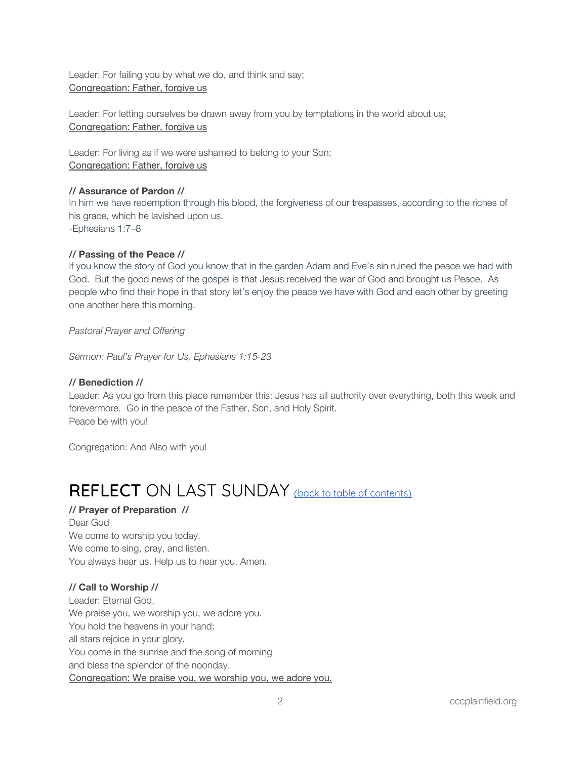Leader: For failing you by what we do, and think and say;
<u>Congregation: Father, forgive us</u>

Leader: For letting ourselves be drawn away from you by temptations in the world about us;
<u>Congregation: Father, forgive us</u>

Leader: For living as if we were ashamed to belong to your Son;
<u>Congregation: Father, forgive us</u>

**// Assurance of Pardon //**
In him we have redemption through his blood, the forgiveness of our trespasses, according to the riches of his grace, which he lavished upon us.
-Ephesians 1:7–8

**// Passing of the Peace //**
If you know the story of God you know that in the garden Adam and Eve's sin ruined the peace we had with God. But the good news of the gospel is that Jesus received the war of God and brought us Peace. As people who find their hope in that story let's enjoy the peace we have with God and each other by greeting one another here this morning.

*Pastoral Prayer and Offering*

*Sermon: Paul's Prayer for Us, Ephesians 1:15-23*

**// Benediction //**
Leader: As you go from this place remember this: Jesus has all authority over everything, both this week and forevermore. Go in the peace of the Father, Son, and Holy Spirit.
Peace be with you!

Congregation: And Also with you!

# **REFLECT** ON LAST SUNDAY [(back to table of contents)]

**// Prayer of Preparation //**
Dear God
We come to worship you today.
We come to sing, pray, and listen.
You always hear us. Help us to hear you. Amen.

**// Call to Worship //**
Leader: Eternal God,
We praise you, we worship you, we adore you.
You hold the heavens in your hand;
all stars rejoice in your glory.
You come in the sunrise and the song of morning
and bless the splendor of the noonday.
<u>Congregation: We praise you, we worship you, we adore you.</u>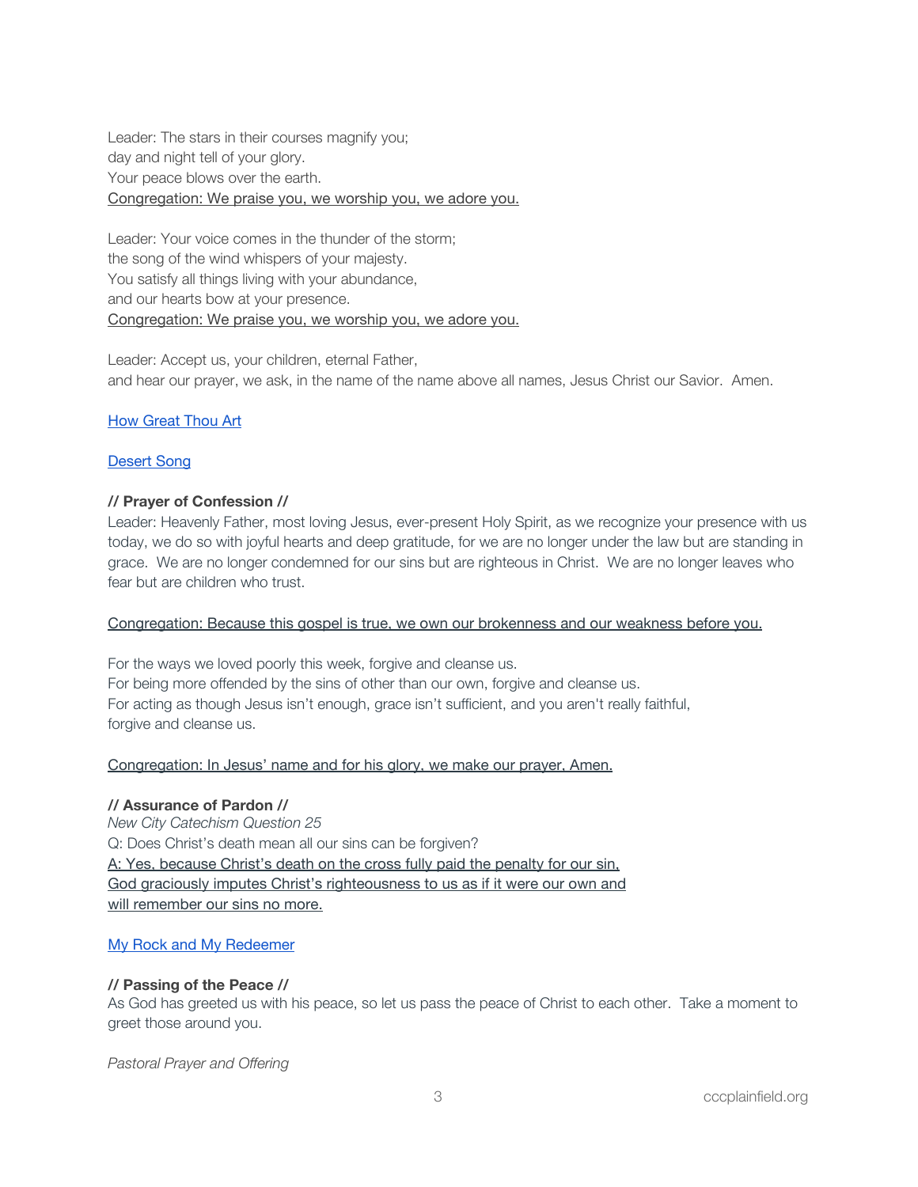Leader: The stars in their courses magnify you;
day and night tell of your glory.
Your peace blows over the earth.
<u>Congregation: We praise you, we worship you, we adore you.</u>

Leader: Your voice comes in the thunder of the storm;
the song of the wind whispers of your majesty.
You satisfy all things living with your abundance,
and our hearts bow at your presence.
<u>Congregation: We praise you, we worship you, we adore you.</u>

Leader: Accept us, your children, eternal Father,
and hear our prayer, we ask, in the name of the name above all names, Jesus Christ our Savior. Amen.

How Great Thou Art

Desert Song

**// Prayer of Confession //**

Leader: Heavenly Father, most loving Jesus, ever-present Holy Spirit, as we recognize your presence with us today, we do so with joyful hearts and deep gratitude, for we are no longer under the law but are standing in grace. We are no longer condemned for our sins but are righteous in Christ. We are no longer leaves who fear but are children who trust.

<u>Congregation: Because this gospel is true, we own our brokenness and our weakness before you.</u>

For the ways we loved poorly this week, forgive and cleanse us.
For being more offended by the sins of other than our own, forgive and cleanse us.
For acting as though Jesus isn't enough, grace isn't sufficient, and you aren't really faithful,
forgive and cleanse us.

<u>Congregation: In Jesus' name and for his glory, we make our prayer, Amen.</u>

**// Assurance of Pardon //**

*New City Catechism Question 25*
Q: Does Christ's death mean all our sins can be forgiven?
<u>A: Yes, because Christ's death on the cross fully paid the penalty for our sin, God graciously imputes Christ's righteousness to us as if it were our own and will remember our sins no more.</u>

My Rock and My Redeemer

**// Passing of the Peace //**

As God has greeted us with his peace, so let us pass the peace of Christ to each other. Take a moment to greet those around you.

*Pastoral Prayer and Offering*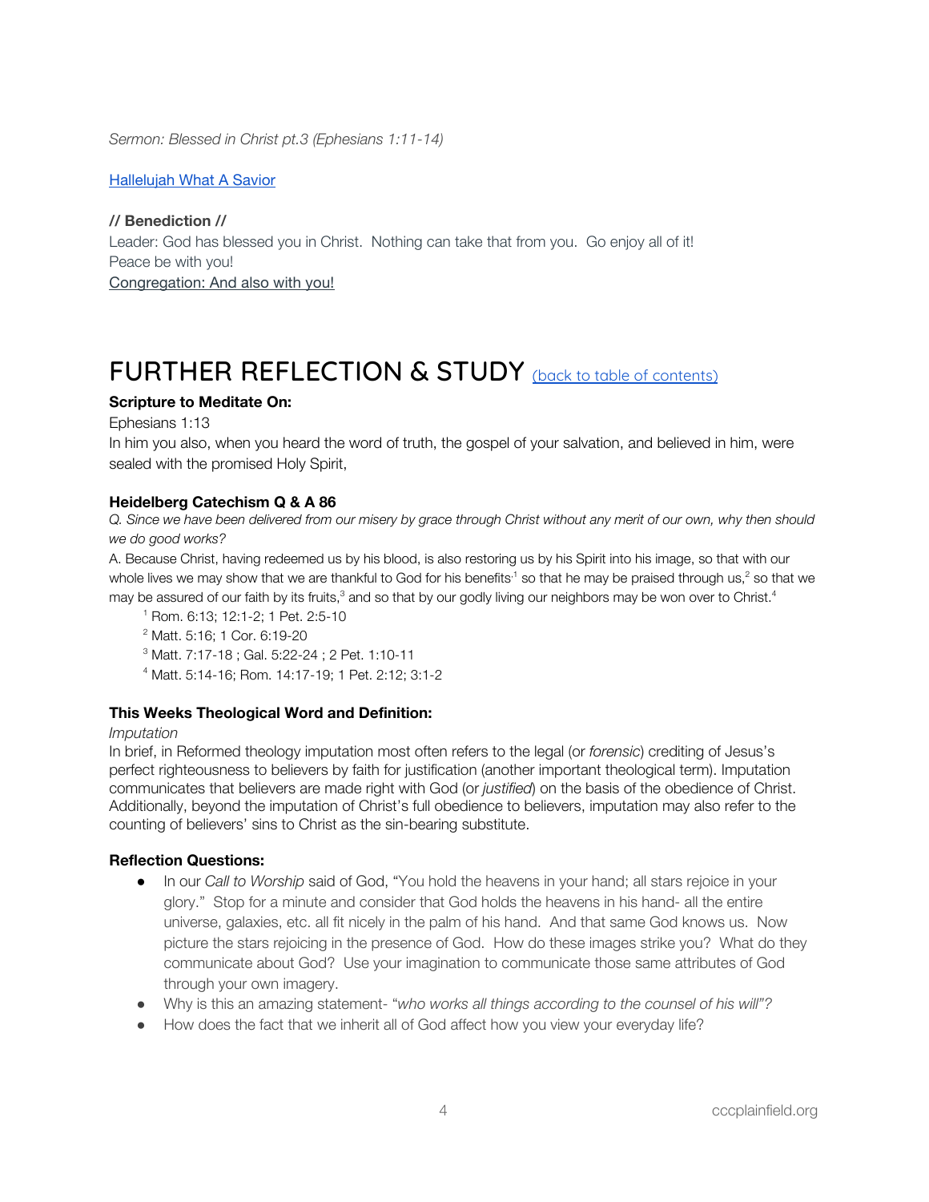*Sermon: Blessed in Christ pt.3 (Ephesians 1:11-14)*

[Hallelujah What A Savior]

**// Benediction //**

Leader: God has blessed you in Christ. Nothing can take that from you. Go enjoy all of it!
Peace be with you!
Congregation: And also with you!

# FURTHER REFLECTION & STUDY [(back to table of contents)]

**Scripture to Meditate On:**

Ephesians 1:13
In him you also, when you heard the word of truth, the gospel of your salvation, and believed in him, were sealed with the promised Holy Spirit,

**Heidelberg Catechism Q & A 86**

*Q. Since we have been delivered from our misery by grace through Christ without any merit of our own, why then should we do good works?*

A. Because Christ, having redeemed us by his blood, is also restoring us by his Spirit into his image, so that with our whole lives we may show that we are thankful to God for his benefits[1] so that he may be praised through us,[2] so that we may be assured of our faith by its fruits,[3] and so that by our godly living our neighbors may be won over to Christ.[4]

[1] Rom. 6:13; 12:1-2; 1 Pet. 2:5-10
[2] Matt. 5:16; 1 Cor. 6:19-20
[3] Matt. 7:17-18 ; Gal. 5:22-24 ; 2 Pet. 1:10-11
[4] Matt. 5:14-16; Rom. 14:17-19; 1 Pet. 2:12; 3:1-2

**This Weeks Theological Word and Definition:**

*Imputation*
In brief, in Reformed theology imputation most often refers to the legal (or *forensic*) crediting of Jesus's perfect righteousness to believers by faith for justification (another important theological term). Imputation communicates that believers are made right with God (or *justified*) on the basis of the obedience of Christ. Additionally, beyond the imputation of Christ's full obedience to believers, imputation may also refer to the counting of believers' sins to Christ as the sin-bearing substitute.

**Reflection Questions:**

- In our *Call to Worship* said of God, "You hold the heavens in your hand; all stars rejoice in your glory." Stop for a minute and consider that God holds the heavens in his hand- all the entire universe, galaxies, etc. all fit nicely in the palm of his hand. And that same God knows us. Now picture the stars rejoicing in the presence of God. How do these images strike you? What do they communicate about God? Use your imagination to communicate those same attributes of God through your own imagery.
- Why is this an amazing statement- "*who works all things according to the counsel of his will*"?
- How does the fact that we inherit all of God affect how you view your everyday life?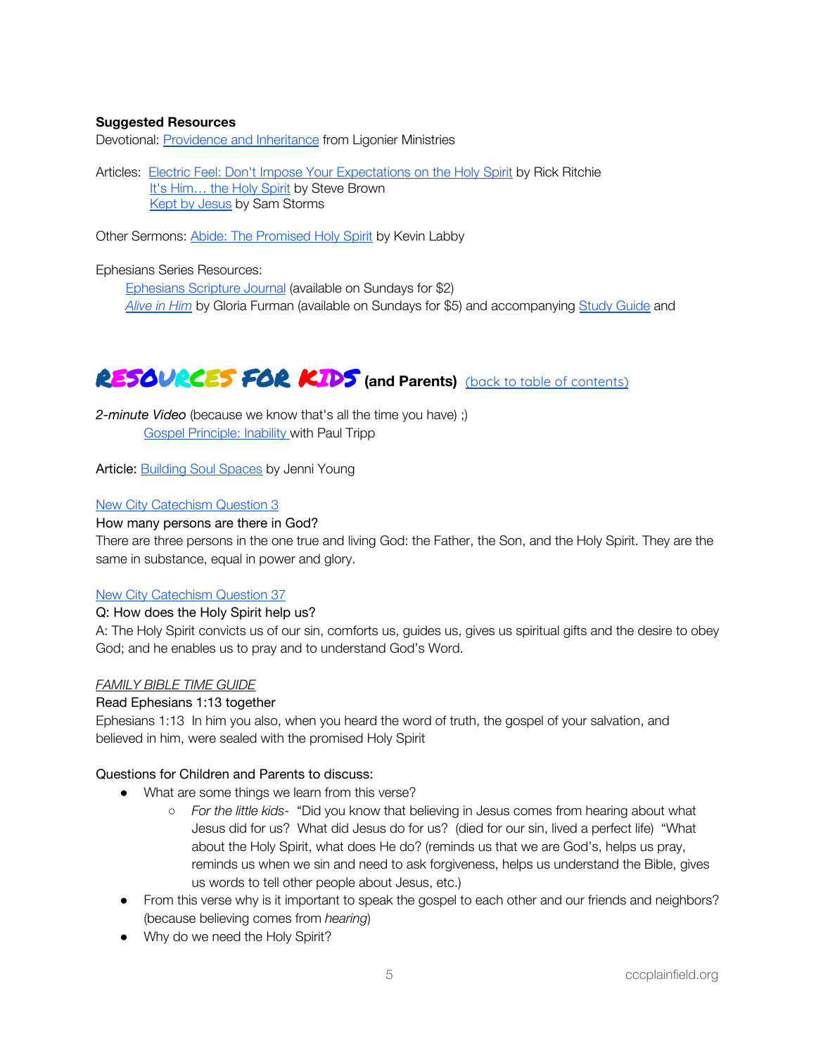**Suggested Resources**

Devotional: Providence and Inheritance from Ligonier Ministries

Articles: Electric Feel: Don't Impose Your Expectations on the Holy Spirit by Rick Ritchie
It's Him… the Holy Spirit by Steve Brown
Kept by Jesus by Sam Storms

Other Sermons: Abide: The Promised Holy Spirit by Kevin Labby

Ephesians Series Resources:
Ephesians Scripture Journal (available on Sundays for $2)
*Alive in Him* by Gloria Furman (available on Sundays for $5) and accompanying Study Guide and

## RESOURCES FOR KIDS (and Parents) (back to table of contents)

*2-minute Video* (because we know that's all the time you have) ;)
Gospel Principle: Inability with Paul Tripp

Article: Building Soul Spaces by Jenni Young

New City Catechism Question 3
How many persons are there in God?
There are three persons in the one true and living God: the Father, the Son, and the Holy Spirit. They are the same in substance, equal in power and glory.

New City Catechism Question 37
Q: How does the Holy Spirit help us?
A: The Holy Spirit convicts us of our sin, comforts us, guides us, gives us spiritual gifts and the desire to obey God; and he enables us to pray and to understand God's Word.

*FAMILY BIBLE TIME GUIDE*
Read Ephesians 1:13 together
Ephesians 1:13 In him you also, when you heard the word of truth, the gospel of your salvation, and believed in him, were sealed with the promised Holy Spirit

Questions for Children and Parents to discuss:

- What are some things we learn from this verse?
    - *For the little kids-* "Did you know that believing in Jesus comes from hearing about what Jesus did for us? What did Jesus do for us? (died for our sin, lived a perfect life) "What about the Holy Spirit, what does He do? (reminds us that we are God's, helps us pray, reminds us when we sin and need to ask forgiveness, helps us understand the Bible, gives us words to tell other people about Jesus, etc.)
- From this verse why is it important to speak the gospel to each other and our friends and neighbors? (because believing comes from *hearing*)
- Why do we need the Holy Spirit?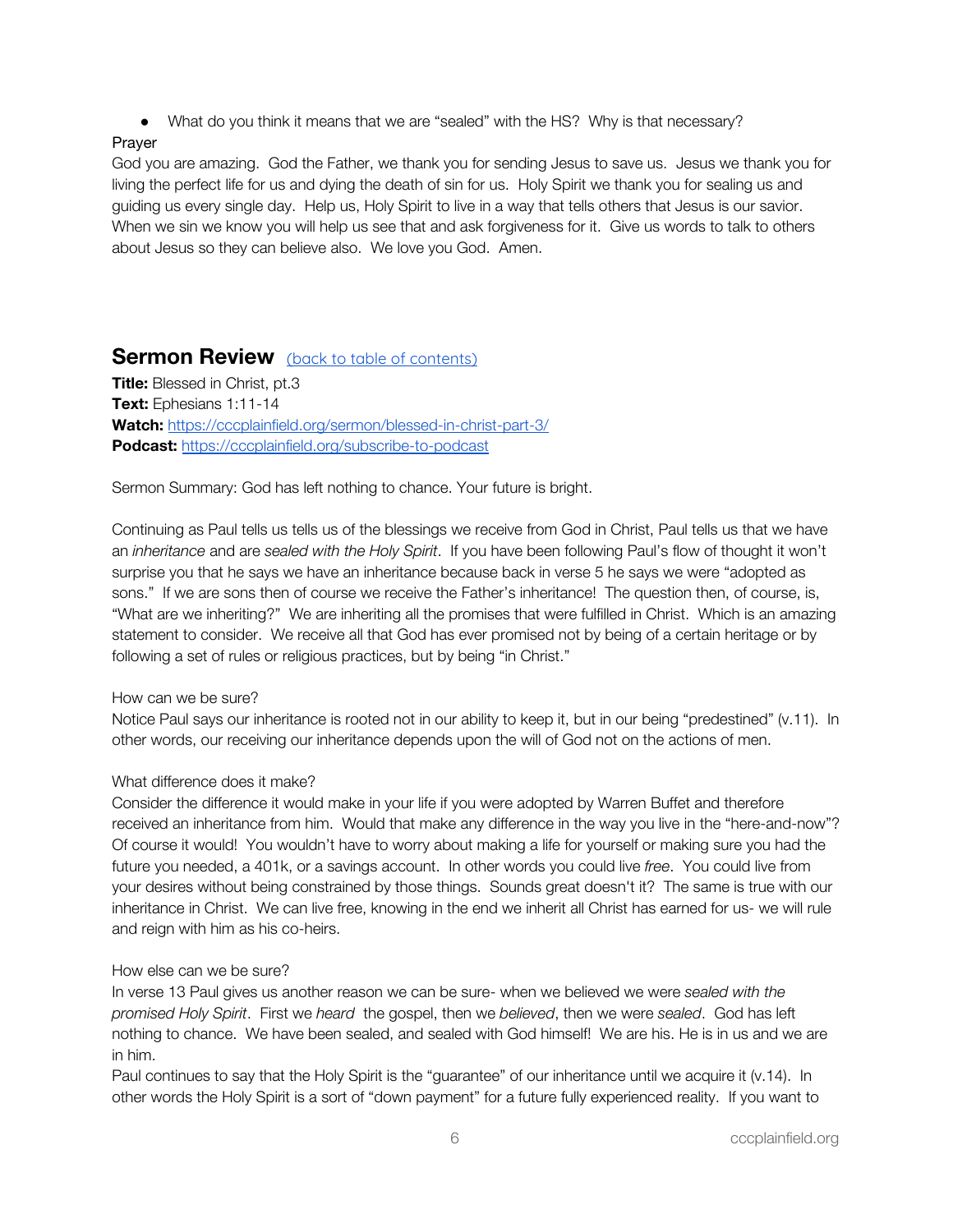- What do you think it means that we are "sealed" with the HS? Why is that necessary?

Prayer

God you are amazing. God the Father, we thank you for sending Jesus to save us. Jesus we thank you for living the perfect life for us and dying the death of sin for us. Holy Spirit we thank you for sealing us and guiding us every single day. Help us, Holy Spirit to live in a way that tells others that Jesus is our savior. When we sin we know you will help us see that and ask forgiveness for it. Give us words to talk to others about Jesus so they can believe also. We love you God. Amen.

## Sermon Review [(back to table of contents)]()

**Title:** Blessed in Christ, pt.3
**Text:** Ephesians 1:11-14
**Watch:** [https://cccplainfield.org/sermon/blessed-in-christ-part-3/](https://cccplainfield.org/sermon/blessed-in-christ-part-3/)
**Podcast:** [https://cccplainfield.org/subscribe-to-podcast](https://cccplainfield.org/subscribe-to-podcast)

Sermon Summary: God has left nothing to chance. Your future is bright.

Continuing as Paul tells us tells us of the blessings we receive from God in Christ, Paul tells us that we have an *inheritance* and are *sealed with the Holy Spirit*. If you have been following Paul's flow of thought it won't surprise you that he says we have an inheritance because back in verse 5 he says we were "adopted as sons." If we are sons then of course we receive the Father's inheritance! The question then, of course, is, "What are we inheriting?" We are inheriting all the promises that were fulfilled in Christ. Which is an amazing statement to consider. We receive all that God has ever promised not by being of a certain heritage or by following a set of rules or religious practices, but by being "in Christ."

How can we be sure?

Notice Paul says our inheritance is rooted not in our ability to keep it, but in our being "predestined" (v.11). In other words, our receiving our inheritance depends upon the will of God not on the actions of men.

What difference does it make?

Consider the difference it would make in your life if you were adopted by Warren Buffet and therefore received an inheritance from him. Would that make any difference in the way you live in the "here-and-now"? Of course it would! You wouldn't have to worry about making a life for yourself or making sure you had the future you needed, a 401k, or a savings account. In other words you could live *free*. You could live from your desires without being constrained by those things. Sounds great doesn't it? The same is true with our inheritance in Christ. We can live free, knowing in the end we inherit all Christ has earned for us- we will rule and reign with him as his co-heirs.

How else can we be sure?

In verse 13 Paul gives us another reason we can be sure- when we believed we were *sealed with the promised Holy Spirit*. First we *heard* the gospel, then we *believed*, then we were *sealed*. God has left nothing to chance. We have been sealed, and sealed with God himself! We are his. He is in us and we are in him.

Paul continues to say that the Holy Spirit is the "guarantee" of our inheritance until we acquire it (v.14). In other words the Holy Spirit is a sort of "down payment" for a future fully experienced reality. If you want to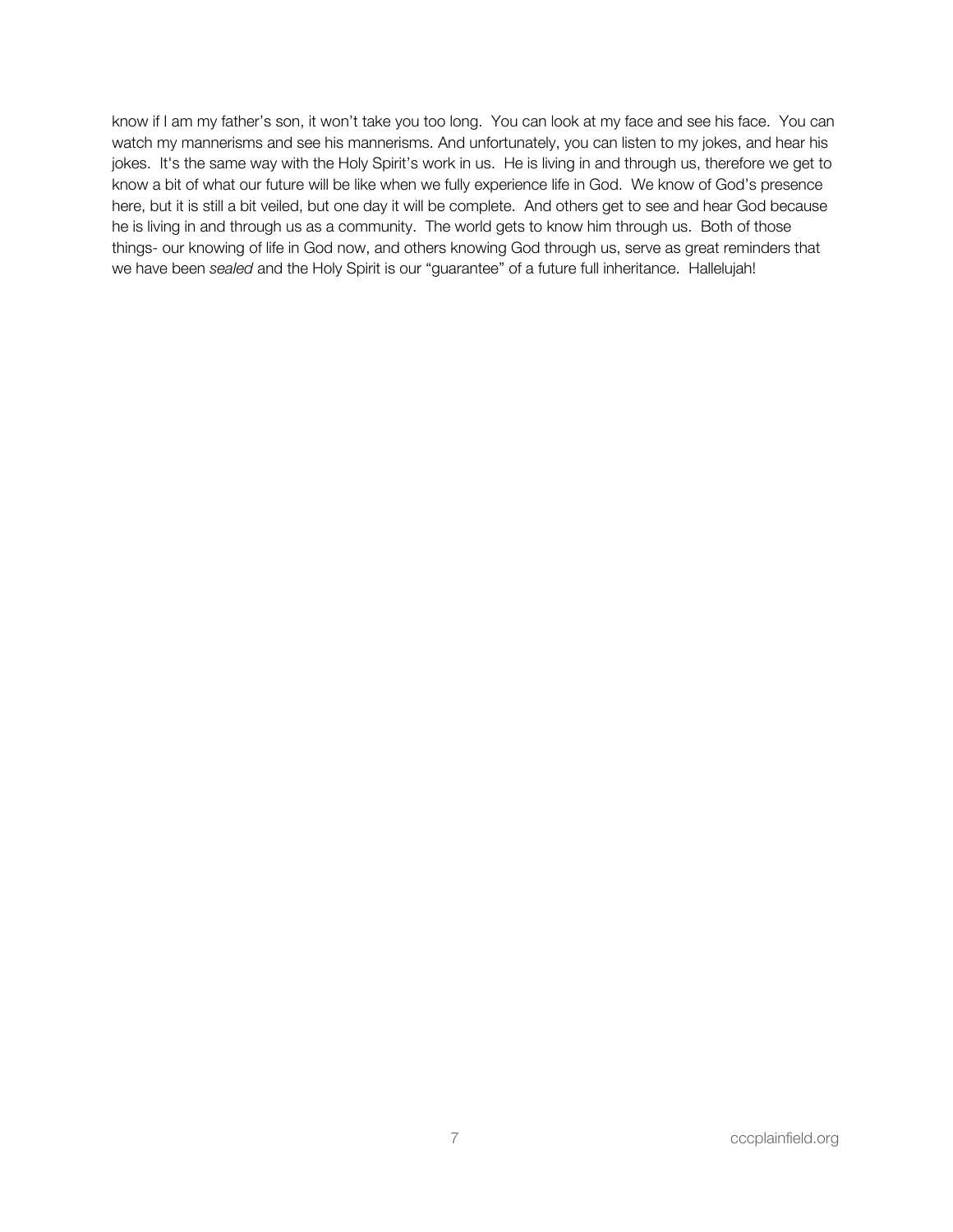know if I am my father's son, it won't take you too long.  You can look at my face and see his face.  You can watch my mannerisms and see his mannerisms. And unfortunately, you can listen to my jokes, and hear his jokes.  It's the same way with the Holy Spirit's work in us.  He is living in and through us, therefore we get to know a bit of what our future will be like when we fully experience life in God.  We know of God's presence here, but it is still a bit veiled, but one day it will be complete.  And others get to see and hear God because he is living in and through us as a community.  The world gets to know him through us.  Both of those things- our knowing of life in God now, and others knowing God through us, serve as great reminders that we have been *sealed* and the Holy Spirit is our "guarantee" of a future full inheritance.  Hallelujah!